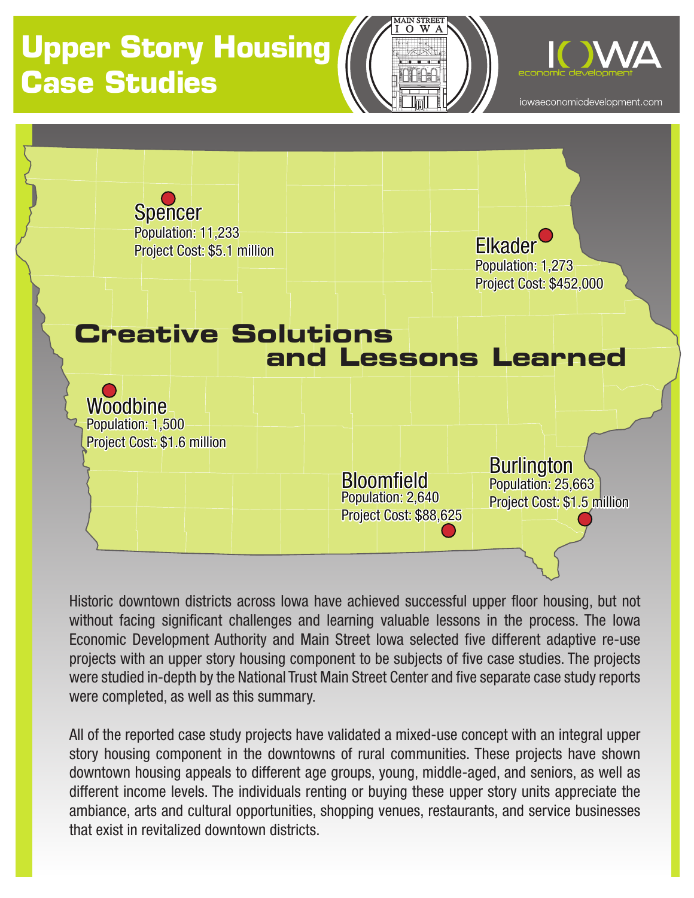# Upper Story Housing Case Studies

MAIN STREET IOWA

IOWA economic development

iowaeconomicdevelopment.com

**Spencer**
Population: 11,233
Project Cost: $5.1 million

**Elkader**
Population: 1,273
Project Cost: $452,000

## Creative Solutions and Lessons Learned

**Woodbine**
Population: 1,500
Project Cost: $1.6 million

**Bloomfield**
Population: 2,640
Project Cost: $88,625

**Burlington**
Population: 25,663
Project Cost: $1.5 million

Historic downtown districts across Iowa have achieved successful upper floor housing, but not without facing significant challenges and learning valuable lessons in the process. The Iowa Economic Development Authority and Main Street Iowa selected five different adaptive re-use projects with an upper story housing component to be subjects of five case studies. The projects were studied in-depth by the National Trust Main Street Center and five separate case study reports were completed, as well as this summary.

All of the reported case study projects have validated a mixed-use concept with an integral upper story housing component in the downtowns of rural communities. These projects have shown downtown housing appeals to different age groups, young, middle-aged, and seniors, as well as different income levels. The individuals renting or buying these upper story units appreciate the ambiance, arts and cultural opportunities, shopping venues, restaurants, and service businesses that exist in revitalized downtown districts.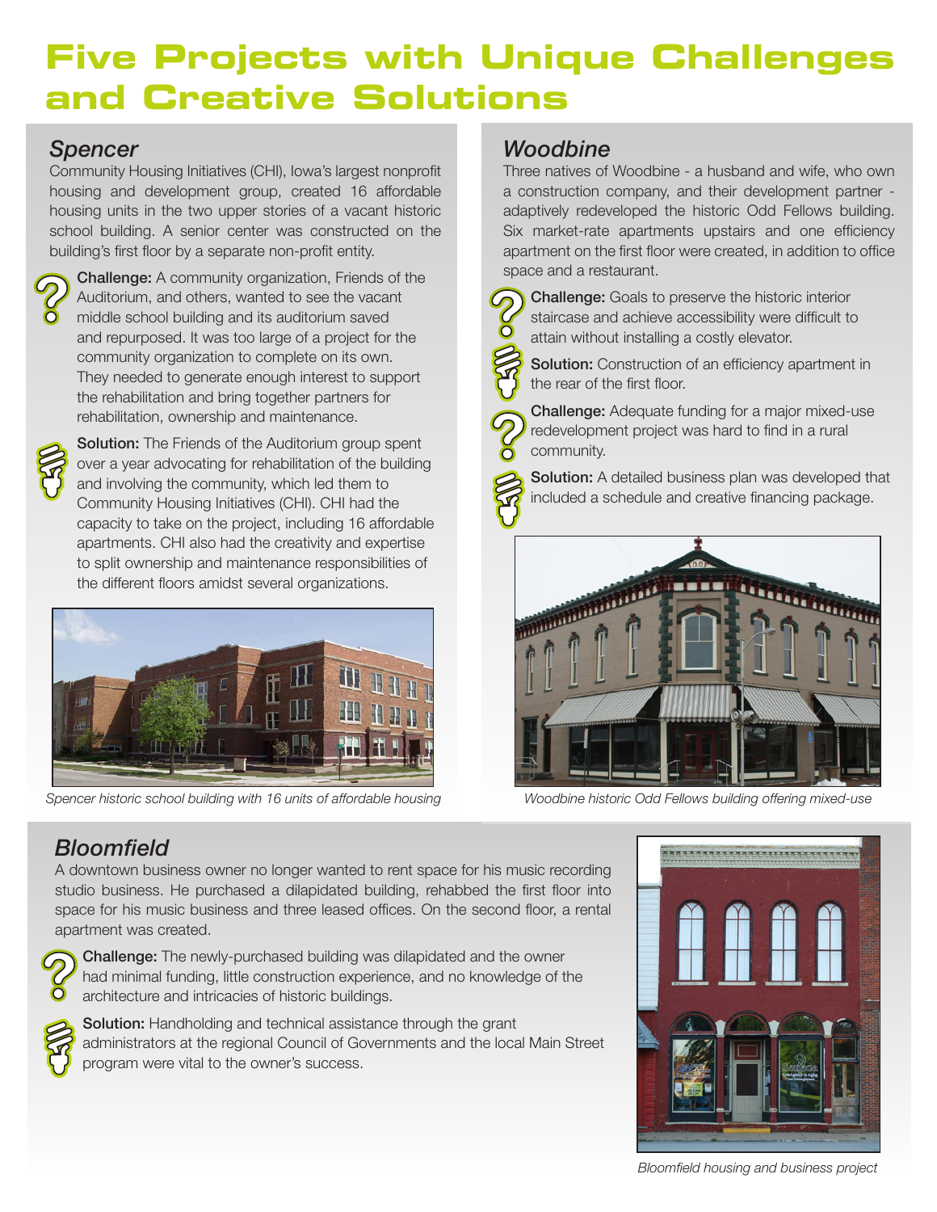# Five Projects with Unique Challenges and Creative Solutions

## Spencer

Community Housing Initiatives (CHI), Iowa's largest nonprofit housing and development group, created 16 affordable housing units in the two upper stories of a vacant historic school building. A senior center was constructed on the building's first floor by a separate non-profit entity.

**Challenge:** A community organization, Friends of the Auditorium, and others, wanted to see the vacant middle school building and its auditorium saved and repurposed. It was too large of a project for the community organization to complete on its own. They needed to generate enough interest to support the rehabilitation and bring together partners for rehabilitation, ownership and maintenance.

**Solution:** The Friends of the Auditorium group spent over a year advocating for rehabilitation of the building and involving the community, which led them to Community Housing Initiatives (CHI). CHI had the capacity to take on the project, including 16 affordable apartments. CHI also had the creativity and expertise to split ownership and maintenance responsibilities of the different floors amidst several organizations.

*Spencer historic school building with 16 units of affordable housing*

## Woodbine

Three natives of Woodbine - a husband and wife, who own a construction company, and their development partner - adaptively redeveloped the historic Odd Fellows building. Six market-rate apartments upstairs and one efficiency apartment on the first floor were created, in addition to office space and a restaurant.

**Challenge:** Goals to preserve the historic interior staircase and achieve accessibility were difficult to attain without installing a costly elevator.

**Solution:** Construction of an efficiency apartment in the rear of the first floor.

**Challenge:** Adequate funding for a major mixed-use redevelopment project was hard to find in a rural community.

**Solution:** A detailed business plan was developed that included a schedule and creative financing package.

*Woodbine historic Odd Fellows building offering mixed-use*

## Bloomfield

A downtown business owner no longer wanted to rent space for his music recording studio business. He purchased a dilapidated building, rehabbed the first floor into space for his music business and three leased offices. On the second floor, a rental apartment was created.

**Challenge:** The newly-purchased building was dilapidated and the owner had minimal funding, little construction experience, and no knowledge of the architecture and intricacies of historic buildings.

**Solution:** Handholding and technical assistance through the grant administrators at the regional Council of Governments and the local Main Street program were vital to the owner's success.

*Bloomfield housing and business project*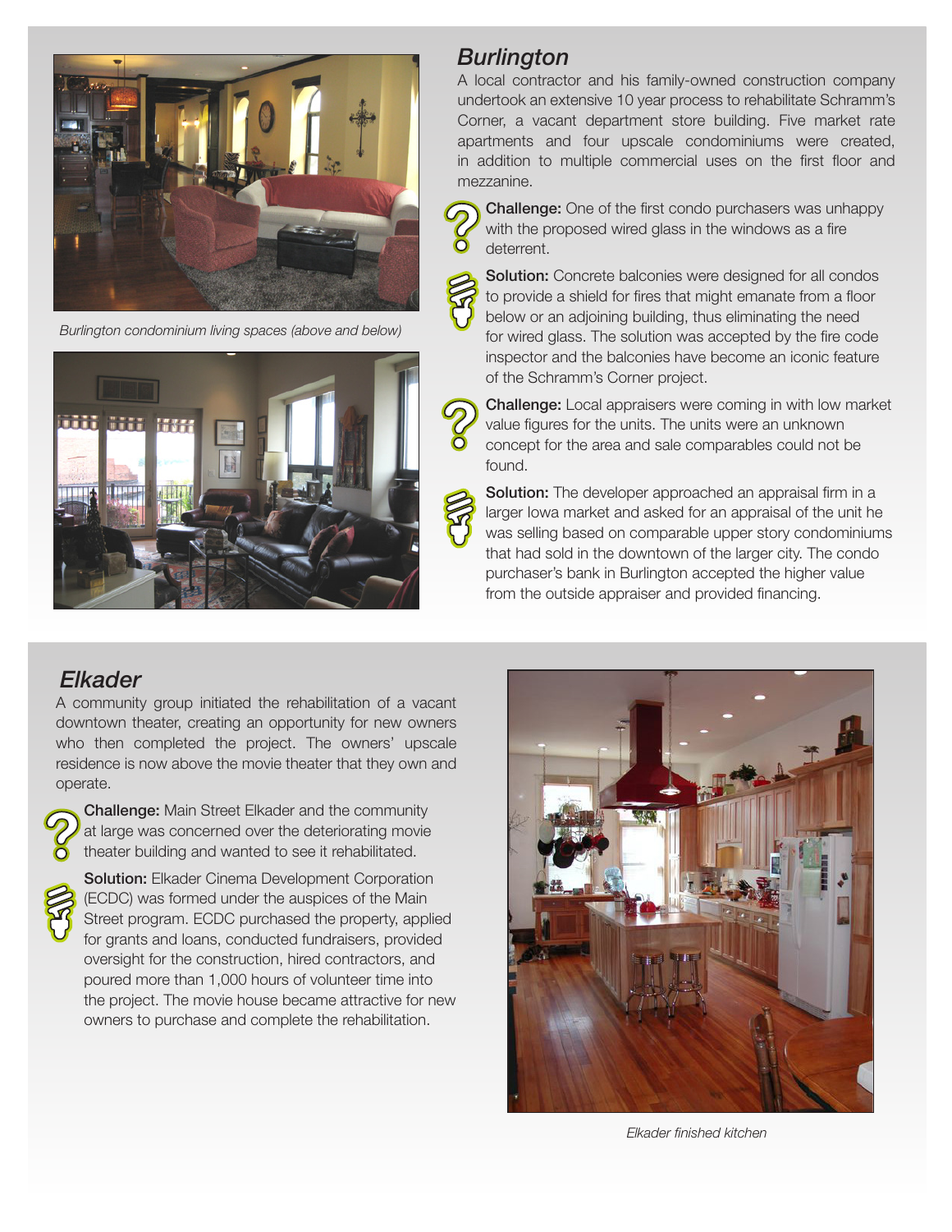Burlington condominium living spaces (above and below)

## Burlington

A local contractor and his family-owned construction company undertook an extensive 10 year process to rehabilitate Schramm's Corner, a vacant department store building. Five market rate apartments and four upscale condominiums were created, in addition to multiple commercial uses on the first floor and mezzanine.

**Challenge:** One of the first condo purchasers was unhappy with the proposed wired glass in the windows as a fire deterrent.

**Solution:** Concrete balconies were designed for all condos to provide a shield for fires that might emanate from a floor below or an adjoining building, thus eliminating the need for wired glass. The solution was accepted by the fire code inspector and the balconies have become an iconic feature of the Schramm's Corner project.

**Challenge:** Local appraisers were coming in with low market value figures for the units. The units were an unknown concept for the area and sale comparables could not be found.

**Solution:** The developer approached an appraisal firm in a larger Iowa market and asked for an appraisal of the unit he was selling based on comparable upper story condominiums that had sold in the downtown of the larger city. The condo purchaser's bank in Burlington accepted the higher value from the outside appraiser and provided financing.

## Elkader

A community group initiated the rehabilitation of a vacant downtown theater, creating an opportunity for new owners who then completed the project. The owners' upscale residence is now above the movie theater that they own and operate.

**Challenge:** Main Street Elkader and the community at large was concerned over the deteriorating movie theater building and wanted to see it rehabilitated.

**Solution:** Elkader Cinema Development Corporation (ECDC) was formed under the auspices of the Main Street program. ECDC purchased the property, applied for grants and loans, conducted fundraisers, provided oversight for the construction, hired contractors, and poured more than 1,000 hours of volunteer time into the project. The movie house became attractive for new owners to purchase and complete the rehabilitation.

Elkader finished kitchen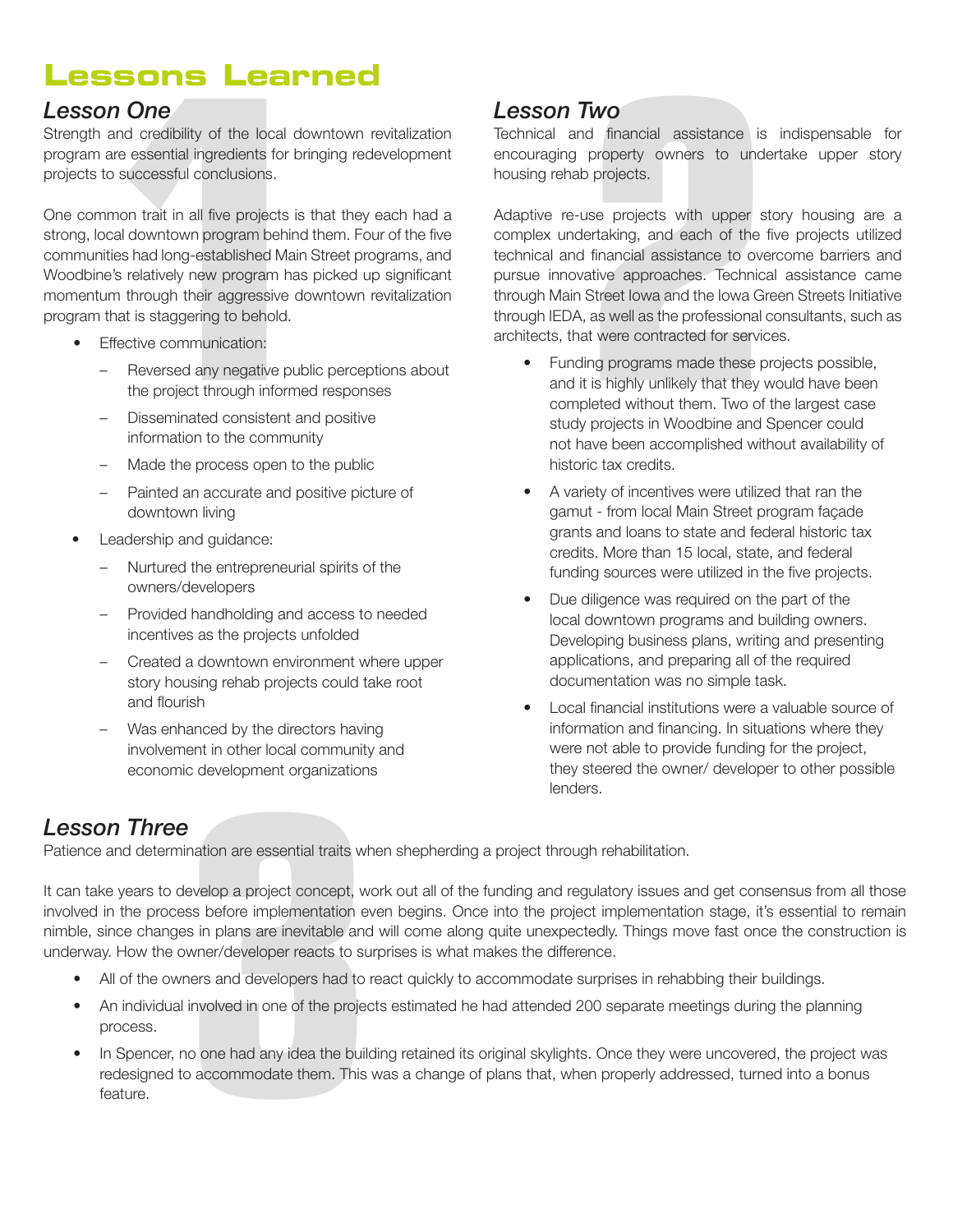# Lessons Learned

## Lesson One

Strength and credibility of the local downtown revitalization program are essential ingredients for bringing redevelopment projects to successful conclusions.

One common trait in all five projects is that they each had a strong, local downtown program behind them. Four of the five communities had long-established Main Street programs, and Woodbine's relatively new program has picked up significant momentum through their aggressive downtown revitalization program that is staggering to behold.

- Effective communication:
  - Reversed any negative public perceptions about the project through informed responses
  - Disseminated consistent and positive information to the community
  - Made the process open to the public
  - Painted an accurate and positive picture of downtown living
- Leadership and guidance:
  - Nurtured the entrepreneurial spirits of the owners/developers
  - Provided handholding and access to needed incentives as the projects unfolded
  - Created a downtown environment where upper story housing rehab projects could take root and flourish
  - Was enhanced by the directors having involvement in other local community and economic development organizations

## Lesson Two

Technical and financial assistance is indispensable for encouraging property owners to undertake upper story housing rehab projects.

Adaptive re-use projects with upper story housing are a complex undertaking, and each of the five projects utilized technical and financial assistance to overcome barriers and pursue innovative approaches. Technical assistance came through Main Street Iowa and the Iowa Green Streets Initiative through IEDA, as well as the professional consultants, such as architects, that were contracted for services.

- Funding programs made these projects possible, and it is highly unlikely that they would have been completed without them. Two of the largest case study projects in Woodbine and Spencer could not have been accomplished without availability of historic tax credits.
- A variety of incentives were utilized that ran the gamut - from local Main Street program façade grants and loans to state and federal historic tax credits. More than 15 local, state, and federal funding sources were utilized in the five projects.
- Due diligence was required on the part of the local downtown programs and building owners. Developing business plans, writing and presenting applications, and preparing all of the required documentation was no simple task.
- Local financial institutions were a valuable source of information and financing. In situations where they were not able to provide funding for the project, they steered the owner/ developer to other possible lenders.

## Lesson Three

Patience and determination are essential traits when shepherding a project through rehabilitation.

It can take years to develop a project concept, work out all of the funding and regulatory issues and get consensus from all those involved in the process before implementation even begins. Once into the project implementation stage, it's essential to remain nimble, since changes in plans are inevitable and will come along quite unexpectedly. Things move fast once the construction is underway. How the owner/developer reacts to surprises is what makes the difference.

- All of the owners and developers had to react quickly to accommodate surprises in rehabbing their buildings.
- An individual involved in one of the projects estimated he had attended 200 separate meetings during the planning process.
- In Spencer, no one had any idea the building retained its original skylights. Once they were uncovered, the project was redesigned to accommodate them. This was a change of plans that, when properly addressed, turned into a bonus feature.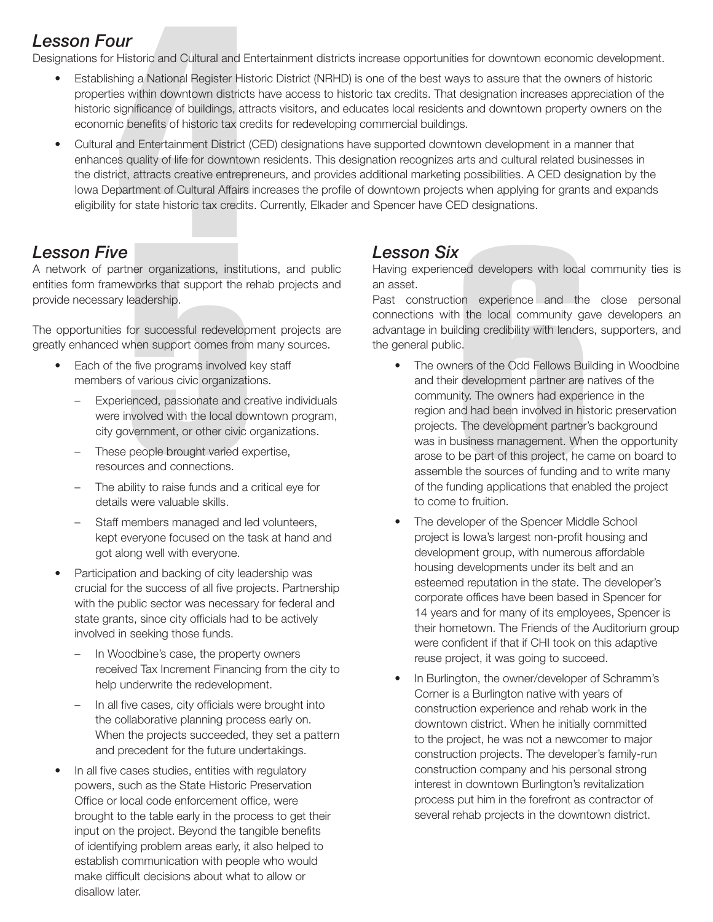## *Lesson Four*

Designations for Historic and Cultural and Entertainment districts increase opportunities for downtown economic development.

- Establishing a National Register Historic District (NRHD) is one of the best ways to assure that the owners of historic properties within downtown districts have access to historic tax credits. That designation increases appreciation of the historic significance of buildings, attracts visitors, and educates local residents and downtown property owners on the economic benefits of historic tax credits for redeveloping commercial buildings.
- Cultural and Entertainment District (CED) designations have supported downtown development in a manner that enhances quality of life for downtown residents. This designation recognizes arts and cultural related businesses in the district, attracts creative entrepreneurs, and provides additional marketing possibilities. A CED designation by the Iowa Department of Cultural Affairs increases the profile of downtown projects when applying for grants and expands eligibility for state historic tax credits. Currently, Elkader and Spencer have CED designations.

## *Lesson Five*

A network of partner organizations, institutions, and public entities form frameworks that support the rehab projects and provide necessary leadership.

The opportunities for successful redevelopment projects are greatly enhanced when support comes from many sources.

- Each of the five programs involved key staff members of various civic organizations.
  - Experienced, passionate and creative individuals were involved with the local downtown program, city government, or other civic organizations.
  - These people brought varied expertise, resources and connections.
  - The ability to raise funds and a critical eye for details were valuable skills.
  - Staff members managed and led volunteers, kept everyone focused on the task at hand and got along well with everyone.
- Participation and backing of city leadership was crucial for the success of all five projects. Partnership with the public sector was necessary for federal and state grants, since city officials had to be actively involved in seeking those funds.
  - In Woodbine's case, the property owners received Tax Increment Financing from the city to help underwrite the redevelopment.
  - In all five cases, city officials were brought into the collaborative planning process early on. When the projects succeeded, they set a pattern and precedent for the future undertakings.
- In all five cases studies, entities with regulatory powers, such as the State Historic Preservation Office or local code enforcement office, were brought to the table early in the process to get their input on the project. Beyond the tangible benefits of identifying problem areas early, it also helped to establish communication with people who would make difficult decisions about what to allow or disallow later.

## *Lesson Six*

Having experienced developers with local community ties is an asset.

Past construction experience and the close personal connections with the local community gave developers an advantage in building credibility with lenders, supporters, and the general public.

- The owners of the Odd Fellows Building in Woodbine and their development partner are natives of the community. The owners had experience in the region and had been involved in historic preservation projects. The development partner's background was in business management. When the opportunity arose to be part of this project, he came on board to assemble the sources of funding and to write many of the funding applications that enabled the project to come to fruition.
- The developer of the Spencer Middle School project is Iowa's largest non-profit housing and development group, with numerous affordable housing developments under its belt and an esteemed reputation in the state. The developer's corporate offices have been based in Spencer for 14 years and for many of its employees, Spencer is their hometown. The Friends of the Auditorium group were confident if that if CHI took on this adaptive reuse project, it was going to succeed.
- In Burlington, the owner/developer of Schramm's Corner is a Burlington native with years of construction experience and rehab work in the downtown district. When he initially committed to the project, he was not a newcomer to major construction projects. The developer's family-run construction company and his personal strong interest in downtown Burlington's revitalization process put him in the forefront as contractor of several rehab projects in the downtown district.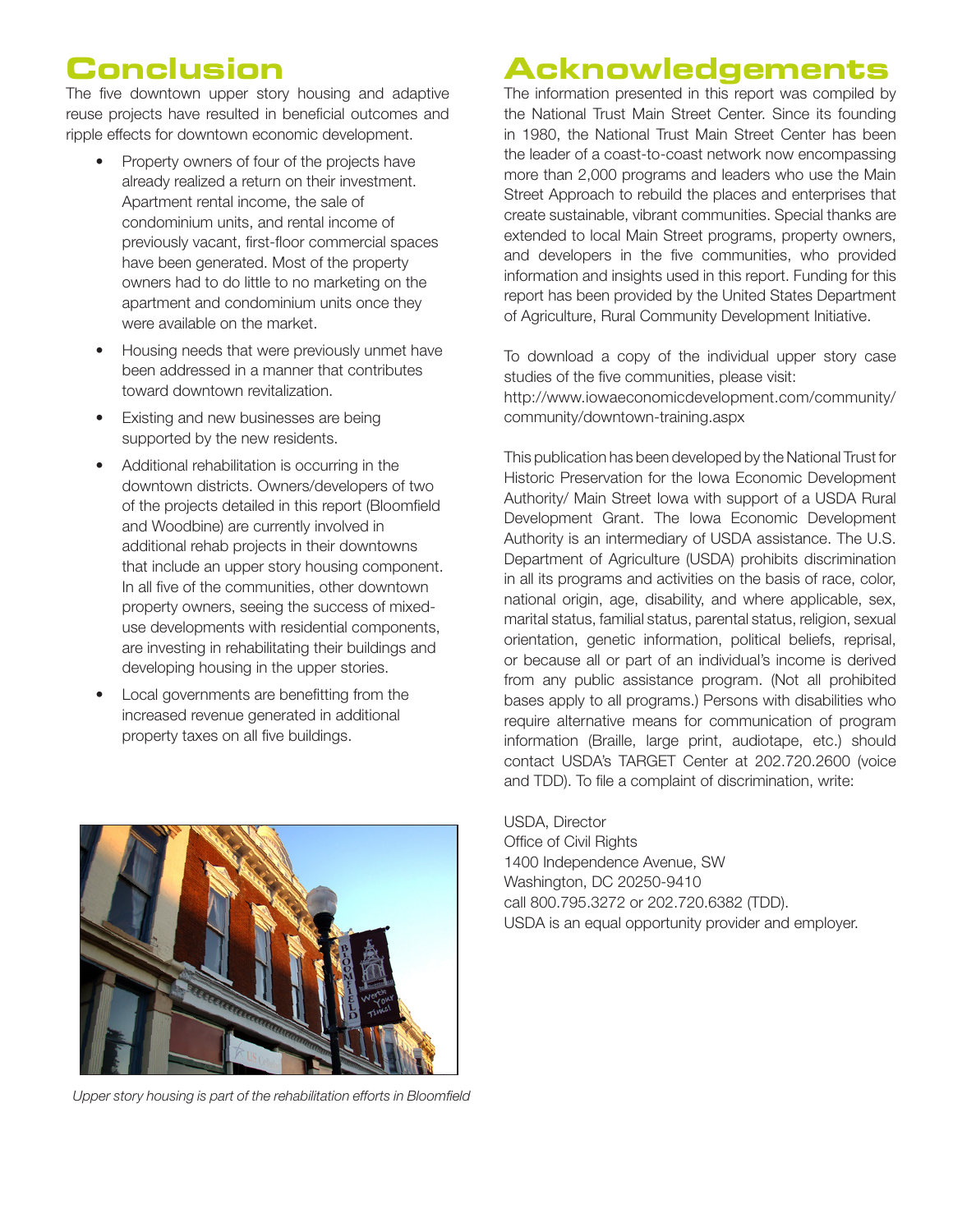# Conclusion

The five downtown upper story housing and adaptive reuse projects have resulted in beneficial outcomes and ripple effects for downtown economic development.

- Property owners of four of the projects have already realized a return on their investment. Apartment rental income, the sale of condominium units, and rental income of previously vacant, first-floor commercial spaces have been generated. Most of the property owners had to do little to no marketing on the apartment and condominium units once they were available on the market.
- Housing needs that were previously unmet have been addressed in a manner that contributes toward downtown revitalization.
- Existing and new businesses are being supported by the new residents.
- Additional rehabilitation is occurring in the downtown districts. Owners/developers of two of the projects detailed in this report (Bloomfield and Woodbine) are currently involved in additional rehab projects in their downtowns that include an upper story housing component. In all five of the communities, other downtown property owners, seeing the success of mixed-use developments with residential components, are investing in rehabilitating their buildings and developing housing in the upper stories.
- Local governments are benefitting from the increased revenue generated in additional property taxes on all five buildings.

*Upper story housing is part of the rehabilitation efforts in Bloomfield*

# Acknowledgements

The information presented in this report was compiled by the National Trust Main Street Center. Since its founding in 1980, the National Trust Main Street Center has been the leader of a coast-to-coast network now encompassing more than 2,000 programs and leaders who use the Main Street Approach to rebuild the places and enterprises that create sustainable, vibrant communities. Special thanks are extended to local Main Street programs, property owners, and developers in the five communities, who provided information and insights used in this report. Funding for this report has been provided by the United States Department of Agriculture, Rural Community Development Initiative.

To download a copy of the individual upper story case studies of the five communities, please visit:
http://www.iowaeconomicdevelopment.com/community/community/downtown-training.aspx

This publication has been developed by the National Trust for Historic Preservation for the Iowa Economic Development Authority/ Main Street Iowa with support of a USDA Rural Development Grant. The Iowa Economic Development Authority is an intermediary of USDA assistance. The U.S. Department of Agriculture (USDA) prohibits discrimination in all its programs and activities on the basis of race, color, national origin, age, disability, and where applicable, sex, marital status, familial status, parental status, religion, sexual orientation, genetic information, political beliefs, reprisal, or because all or part of an individual's income is derived from any public assistance program. (Not all prohibited bases apply to all programs.) Persons with disabilities who require alternative means for communication of program information (Braille, large print, audiotape, etc.) should contact USDA's TARGET Center at 202.720.2600 (voice and TDD). To file a complaint of discrimination, write:

USDA, Director
Office of Civil Rights
1400 Independence Avenue, SW
Washington, DC 20250-9410
call 800.795.3272 or 202.720.6382 (TDD).
USDA is an equal opportunity provider and employer.